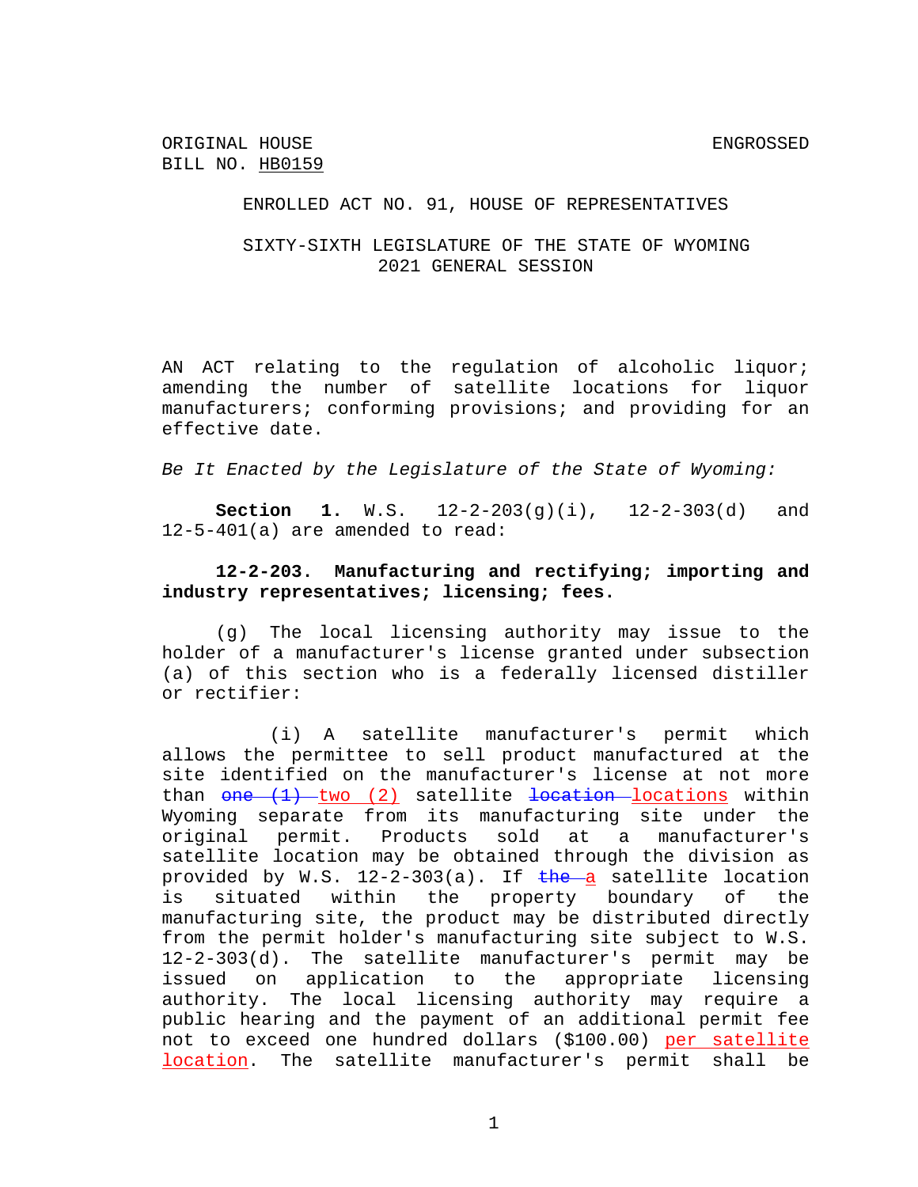ORIGINAL HOUSE BILL NO. HB0159

ENGROSSED

ENROLLED ACT NO. 91, HOUSE OF REPRESENTATIVES

SIXTY-SIXTH LEGISLATURE OF THE STATE OF WYOMING
2021 GENERAL SESSION

AN ACT relating to the regulation of alcoholic liquor; amending the number of satellite locations for liquor manufacturers; conforming provisions; and providing for an effective date.

*Be It Enacted by the Legislature of the State of Wyoming:*

**Section 1.** W.S. 12-2-203(g)(i), 12-2-303(d) and 12-5-401(a) are amended to read:

**12-2-203. Manufacturing and rectifying; importing and industry representatives; licensing; fees.**

(g) The local licensing authority may issue to the holder of a manufacturer's license granted under subsection (a) of this section who is a federally licensed distiller or rectifier:

(i) A satellite manufacturer's permit which allows the permittee to sell product manufactured at the site identified on the manufacturer's license at not more than ~~one (1)~~ two (2) satellite ~~location~~ locations within Wyoming separate from its manufacturing site under the original permit. Products sold at a manufacturer's satellite location may be obtained through the division as provided by W.S. 12-2-303(a). If ~~the~~ a satellite location is situated within the property boundary of the manufacturing site, the product may be distributed directly from the permit holder's manufacturing site subject to W.S. 12-2-303(d). The satellite manufacturer's permit may be issued on application to the appropriate licensing authority. The local licensing authority may require a public hearing and the payment of an additional permit fee not to exceed one hundred dollars ($100.00) per satellite location. The satellite manufacturer's permit shall be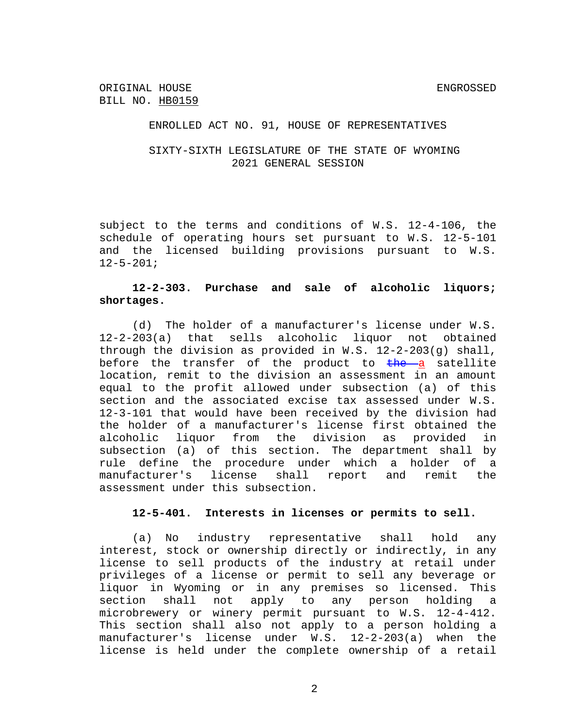ORIGINAL HOUSE BILL NO. HB0159

ENGROSSED

ENROLLED ACT NO. 91, HOUSE OF REPRESENTATIVES

SIXTY-SIXTH LEGISLATURE OF THE STATE OF WYOMING
2021 GENERAL SESSION

subject to the terms and conditions of W.S. 12-4-106, the schedule of operating hours set pursuant to W.S. 12-5-101 and the licensed building provisions pursuant to W.S. 12-5-201;

**12-2-303. Purchase and sale of alcoholic liquors; shortages.**

(d) The holder of a manufacturer's license under W.S. 12-2-203(a) that sells alcoholic liquor not obtained through the division as provided in W.S. 12-2-203(g) shall, before the transfer of the product to ~~the~~ a satellite location, remit to the division an assessment in an amount equal to the profit allowed under subsection (a) of this section and the associated excise tax assessed under W.S. 12-3-101 that would have been received by the division had the holder of a manufacturer's license first obtained the alcoholic liquor from the division as provided in subsection (a) of this section. The department shall by rule define the procedure under which a holder of a manufacturer's license shall report and remit the assessment under this subsection.

**12-5-401. Interests in licenses or permits to sell.**

(a) No industry representative shall hold any interest, stock or ownership directly or indirectly, in any license to sell products of the industry at retail under privileges of a license or permit to sell any beverage or liquor in Wyoming or in any premises so licensed. This section shall not apply to any person holding a microbrewery or winery permit pursuant to W.S. 12-4-412. This section shall also not apply to a person holding a manufacturer's license under W.S. 12-2-203(a) when the license is held under the complete ownership of a retail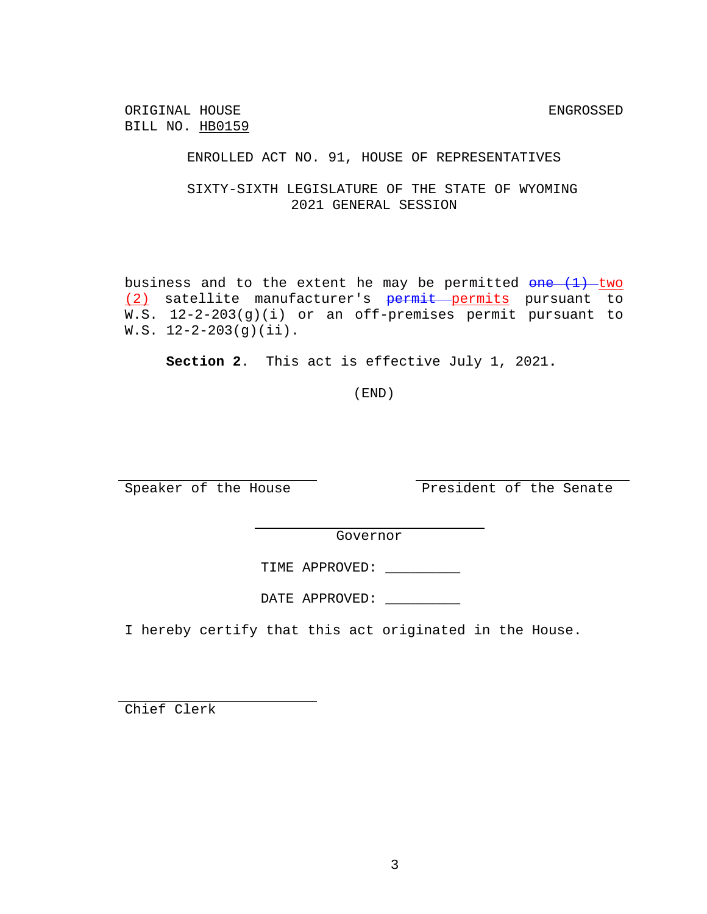ORIGINAL HOUSE BILL NO. HB0159 ENGROSSED

ENROLLED ACT NO. 91, HOUSE OF REPRESENTATIVES

SIXTY-SIXTH LEGISLATURE OF THE STATE OF WYOMING
2021 GENERAL SESSION

business and to the extent he may be permitted ~~one (1)~~ two (2) satellite manufacturer's ~~permit~~ permits pursuant to W.S. 12-2-203(g)(i) or an off-premises permit pursuant to W.S. 12-2-203(g)(ii).

**Section 2**. This act is effective July 1, 2021.

(END)

Speaker of the House

President of the Senate

Governor

TIME APPROVED: _________

DATE APPROVED: _________

I hereby certify that this act originated in the House.

Chief Clerk